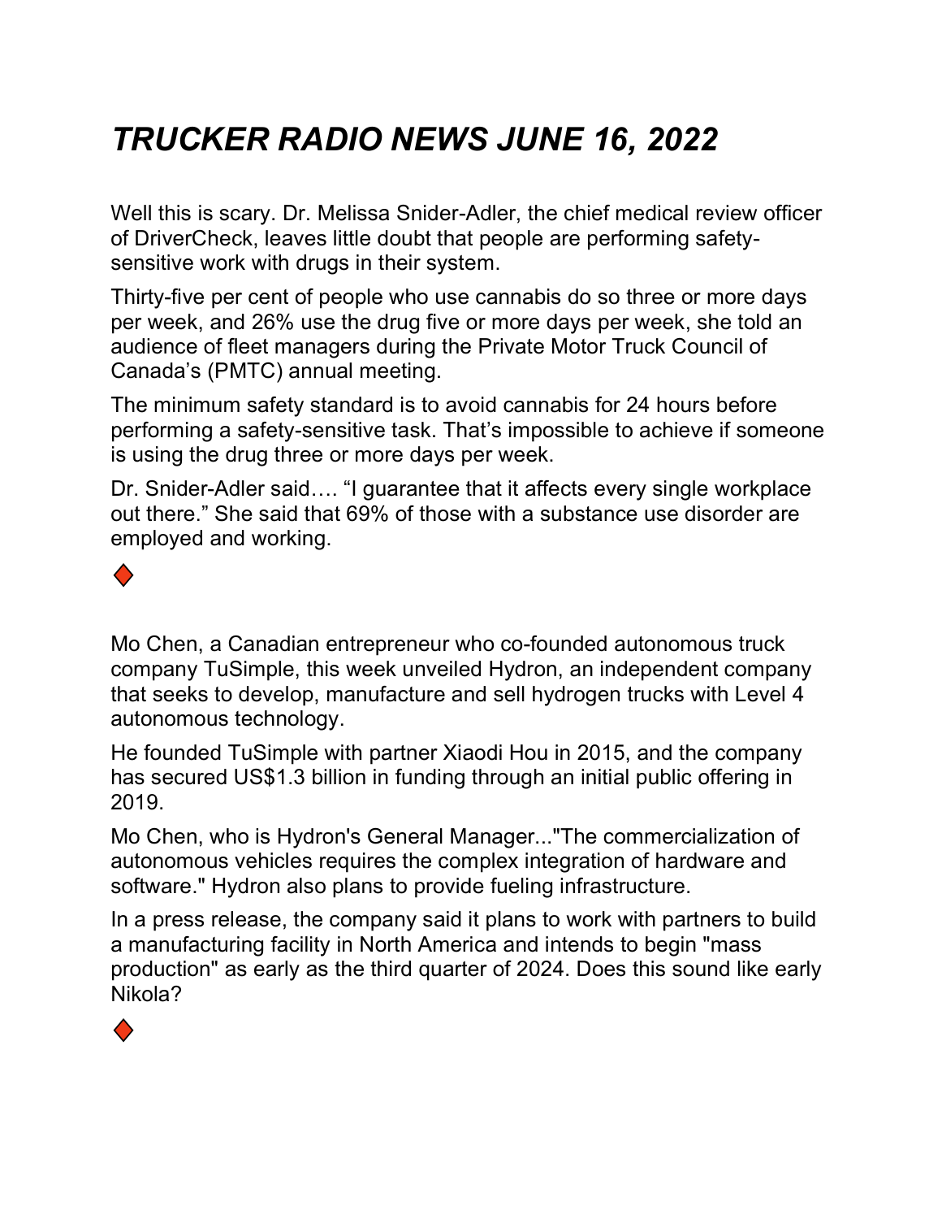# *TRUCKER RADIO NEWS JUNE 16, 2022*

Well this is scary. Dr. Melissa Snider-Adler, the chief medical review officer of DriverCheck, leaves little doubt that people are performing safety-sensitive work with drugs in their system.

Thirty-five per cent of people who use cannabis do so three or more days per week, and 26% use the drug five or more days per week, she told an audience of fleet managers during the Private Motor Truck Council of Canada's (PMTC) annual meeting.

The minimum safety standard is to avoid cannabis for 24 hours before performing a safety-sensitive task. That's impossible to achieve if someone is using the drug three or more days per week.

Dr. Snider-Adler said…. "I guarantee that it affects every single workplace out there." She said that 69% of those with a substance use disorder are employed and working.

♦

Mo Chen, a Canadian entrepreneur who co-founded autonomous truck company TuSimple, this week unveiled Hydron, an independent company that seeks to develop, manufacture and sell hydrogen trucks with Level 4 autonomous technology.

He founded TuSimple with partner Xiaodi Hou in 2015, and the company has secured US$1.3 billion in funding through an initial public offering in 2019.

Mo Chen, who is Hydron's General Manager..."The commercialization of autonomous vehicles requires the complex integration of hardware and software." Hydron also plans to provide fueling infrastructure.

In a press release, the company said it plans to work with partners to build a manufacturing facility in North America and intends to begin "mass production" as early as the third quarter of 2024. Does this sound like early Nikola?

♦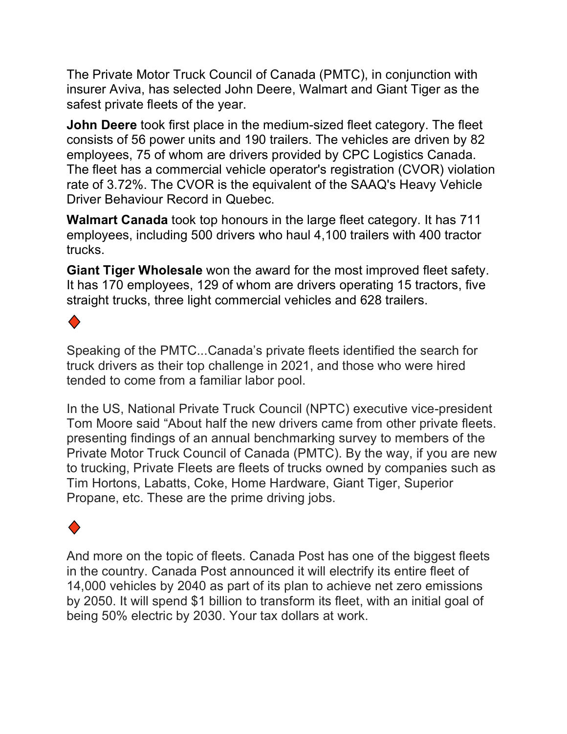The Private Motor Truck Council of Canada (PMTC), in conjunction with insurer Aviva, has selected John Deere, Walmart and Giant Tiger as the safest private fleets of the year.

**John Deere** took first place in the medium-sized fleet category. The fleet consists of 56 power units and 190 trailers. The vehicles are driven by 82 employees, 75 of whom are drivers provided by CPC Logistics Canada. The fleet has a commercial vehicle operator's registration (CVOR) violation rate of 3.72%. The CVOR is the equivalent of the SAAQ's Heavy Vehicle Driver Behaviour Record in Quebec.

**Walmart Canada** took top honours in the large fleet category. It has 711 employees, including 500 drivers who haul 4,100 trailers with 400 tractor trucks.

**Giant Tiger Wholesale** won the award for the most improved fleet safety. It has 170 employees, 129 of whom are drivers operating 15 tractors, five straight trucks, three light commercial vehicles and 628 trailers.

♦

Speaking of the PMTC...Canada's private fleets identified the search for truck drivers as their top challenge in 2021, and those who were hired tended to come from a familiar labor pool.

In the US, National Private Truck Council (NPTC) executive vice-president Tom Moore said "About half the new drivers came from other private fleets. presenting findings of an annual benchmarking survey to members of the Private Motor Truck Council of Canada (PMTC). By the way, if you are new to trucking, Private Fleets are fleets of trucks owned by companies such as Tim Hortons, Labatts, Coke, Home Hardware, Giant Tiger, Superior Propane, etc. These are the prime driving jobs.

♦

And more on the topic of fleets. Canada Post has one of the biggest fleets in the country. Canada Post announced it will electrify its entire fleet of 14,000 vehicles by 2040 as part of its plan to achieve net zero emissions by 2050. It will spend $1 billion to transform its fleet, with an initial goal of being 50% electric by 2030. Your tax dollars at work.